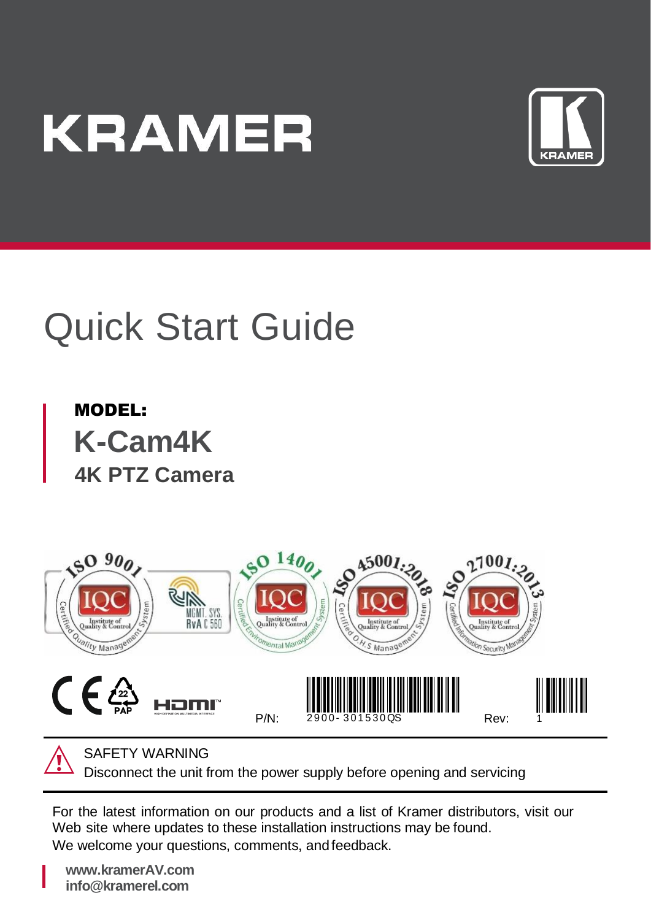# KRAMER

# Quick Start Guide

**MODEL:**

## K-Cam4K

### 4K PTZ Camera

P/N: 2900-301530QS Rev: 1

SAFETY WARNING
Disconnect the unit from the power supply before opening and servicing

For the latest information on our products and a list of Kramer distributors, visit our Web site where updates to these installation instructions may be found.
We welcome your questions, comments, and feedback.

**www.kramerAV.com**
**info@kramerel.com**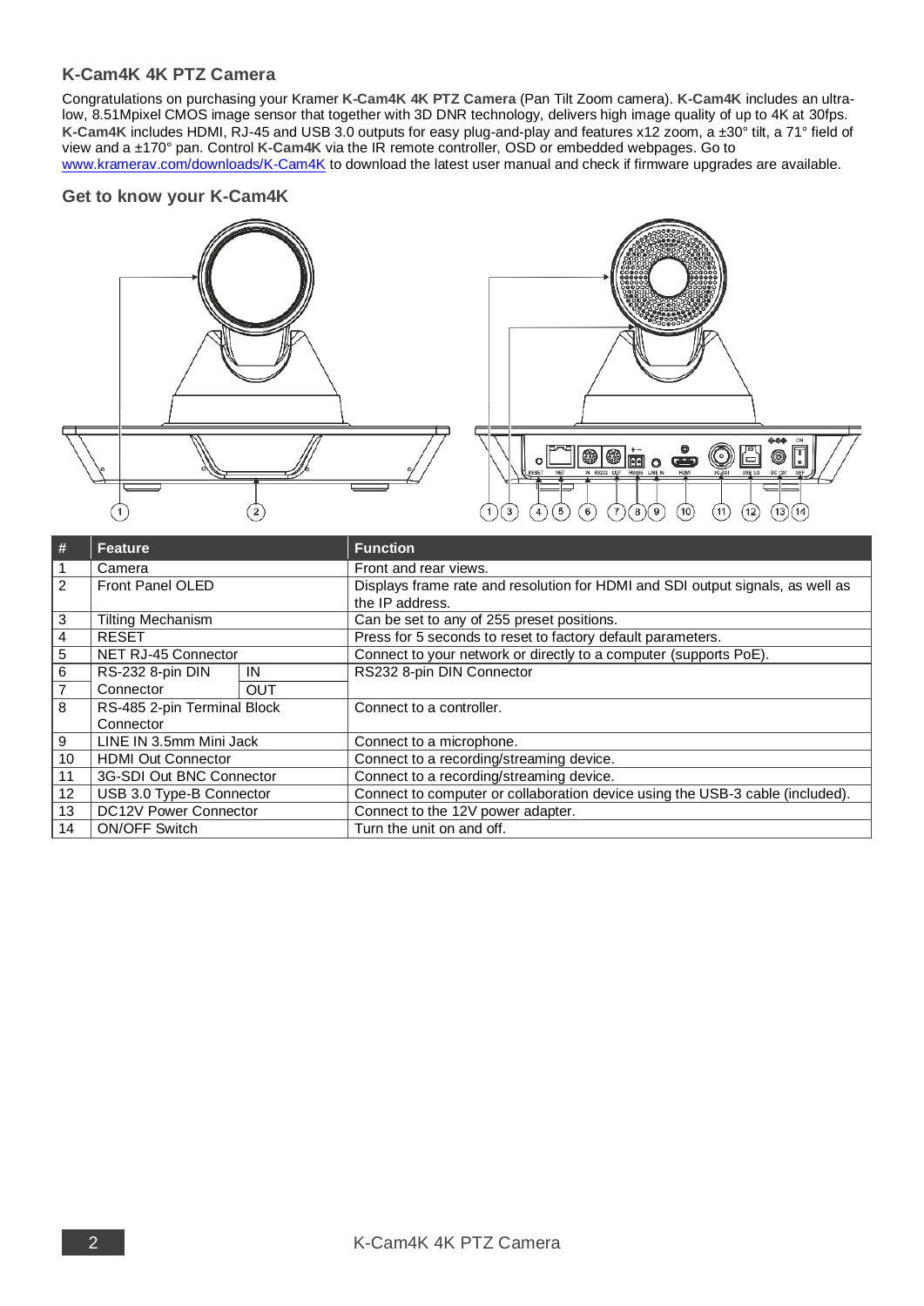## K-Cam4K 4K PTZ Camera

Congratulations on purchasing your Kramer **K-Cam4K 4K PTZ Camera** (Pan Tilt Zoom camera). **K-Cam4K** includes an ultra-low, 8.51Mpixel CMOS image sensor that together with 3D DNR technology, delivers high image quality of up to 4K at 30fps. **K-Cam4K** includes HDMI, RJ-45 and USB 3.0 outputs for easy plug-and-play and features x12 zoom, a ±30° tilt, a 71° field of view and a ±170° pan. Control **K-Cam4K** via the IR remote controller, OSD or embedded webpages. Go to [www.kramerav.com/downloads/K-Cam4K](www.kramerav.com/downloads/K-Cam4K) to download the latest user manual and check if firmware upgrades are available.

## Get to know your K-Cam4K

| # | Feature | | Function |
|---|---|---|---|
| 1 | Camera | | Front and rear views. |
| 2 | Front Panel OLED | | Displays frame rate and resolution for HDMI and SDI output signals, as well as the IP address. |
| 3 | Tilting Mechanism | | Can be set to any of 255 preset positions. |
| 4 | RESET | | Press for 5 seconds to reset to factory default parameters. |
| 5 | NET RJ-45 Connector | | Connect to your network or directly to a computer (supports PoE). |
| 6 | RS-232 8-pin DIN Connector | IN | RS232 8-pin DIN Connector |
| 7 | | OUT | |
| 8 | RS-485 2-pin Terminal Block Connector | | Connect to a controller. |
| 9 | LINE IN 3.5mm Mini Jack | | Connect to a microphone. |
| 10 | HDMI Out Connector | | Connect to a recording/streaming device. |
| 11 | 3G-SDI Out BNC Connector | | Connect to a recording/streaming device. |
| 12 | USB 3.0 Type-B Connector | | Connect to computer or collaboration device using the USB-3 cable (included). |
| 13 | DC12V Power Connector | | Connect to the 12V power adapter. |
| 14 | ON/OFF Switch | | Turn the unit on and off. |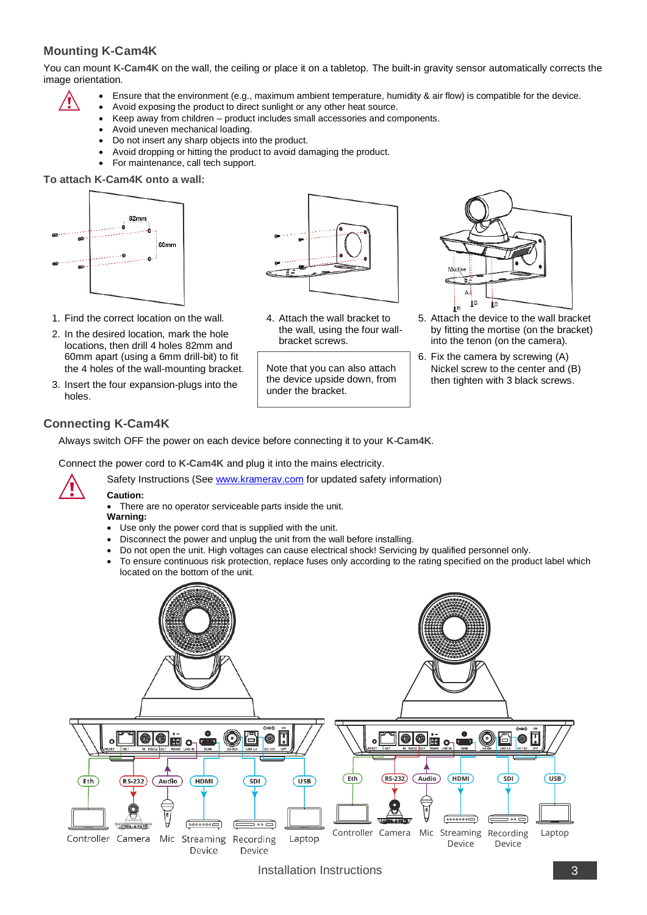## Mounting K-Cam4K

You can mount **K-Cam4K** on the wall, the ceiling or place it on a tabletop. The built-in gravity sensor automatically corrects the image orientation.

- Ensure that the environment (e.g., maximum ambient temperature, humidity & air flow) is compatible for the device.
- Avoid exposing the product to direct sunlight or any other heat source.
- Keep away from children – product includes small accessories and components.
- Avoid uneven mechanical loading.
- Do not insert any sharp objects into the product.
- Avoid dropping or hitting the product to avoid damaging the product.
- For maintenance, call tech support.

### To attach K-Cam4K onto a wall:

1. Find the correct location on the wall.
2. In the desired location, mark the hole locations, then drill 4 holes 82mm and 60mm apart (using a 6mm drill-bit) to fit the 4 holes of the wall-mounting bracket.
3. Insert the four expansion-plugs into the holes.
4. Attach the wall bracket to the wall, using the four wall-bracket screws.

   Note that you can also attach the device upside down, from under the bracket.

5. Attach the device to the wall bracket by fitting the mortise (on the bracket) into the tenon (on the camera).
6. Fix the camera by screwing (A) Nickel screw to the center and (B) then tighten with 3 black screws.

## Connecting K-Cam4K

Always switch OFF the power on each device before connecting it to your **K-Cam4K**.

Connect the power cord to **K-Cam4K** and plug it into the mains electricity.

Safety Instructions (See www.kramerav.com for updated safety information)

**Caution:**

- There are no operator serviceable parts inside the unit.

**Warning:**

- Use only the power cord that is supplied with the unit.
- Disconnect the power and unplug the unit from the wall before installing.
- Do not open the unit. High voltages can cause electrical shock! Servicing by qualified personnel only.
- To ensure continuous risk protection, replace fuses only according to the rating specified on the product label which located on the bottom of the unit.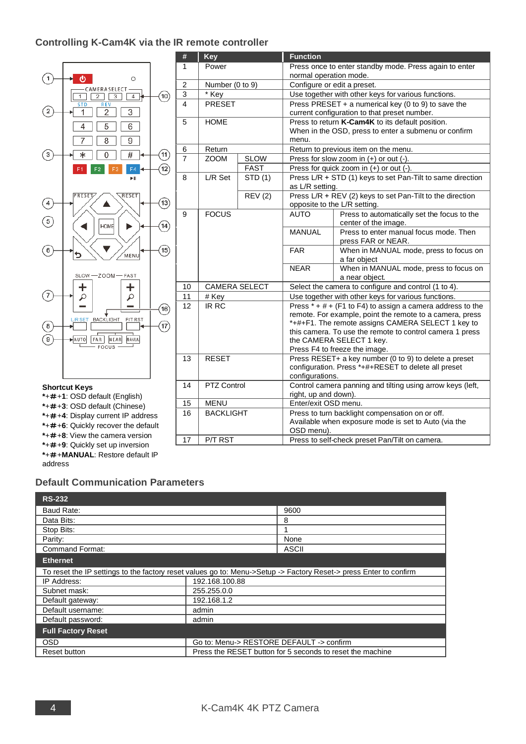## Controlling K-Cam4K via the IR remote controller

| # | Key | | Function | |
|---|---|---|---|---|
| 1 | Power | | Press once to enter standby mode. Press again to enter normal operation mode. | |
| 2 | Number (0 to 9) | | Configure or edit a preset. | |
| 3 | * Key | | Use together with other keys for various functions. | |
| 4 | PRESET | | Press PRESET + a numerical key (0 to 9) to save the current configuration to that preset number. | |
| 5 | HOME | | Press to return **K-Cam4K** to its default position. When in the OSD, press to enter a submenu or confirm menu. | |
| 6 | Return | | Return to previous item on the menu. | |
| 7 | ZOOM | SLOW | Press for slow zoom in (+) or out (-). | |
| | | FAST | Press for quick zoom in (+) or out (-). | |
| 8 | L/R Set | STD (1) | Press L/R + STD (1) keys to set Pan-Tilt to same direction as L/R setting. | |
| | | REV (2) | Press L/R + REV (2) keys to set Pan-Tilt to the direction opposite to the L/R setting. | |
| 9 | FOCUS | | AUTO | Press to automatically set the focus to the center of the image. |
| | | | MANUAL | Press to enter manual focus mode. Then press FAR or NEAR. |
| | | | FAR | When in MANUAL mode, press to focus on a far object |
| | | | NEAR | When in MANUAL mode, press to focus on a near object. |
| 10 | CAMERA SELECT | | Select the camera to configure and control (1 to 4). | |
| 11 | # Key | | Use together with other keys for various functions. | |
| 12 | IR RC | | Press * + # + (F1 to F4) to assign a camera address to the remote. For example, point the remote to a camera, press *+#+F1. The remote assigns CAMERA SELECT 1 key to this camera. To use the remote to control camera 1 press the CAMERA SELECT 1 key. Press F4 to freeze the image. | |
| 13 | RESET | | Press RESET+ a key number (0 to 9) to delete a preset configuration. Press *+#+RESET to delete all preset configurations. | |
| 14 | PTZ Control | | Control camera panning and tilting using arrow keys (left, right, up and down). | |
| 15 | MENU | | Enter/exit OSD menu. | |
| 16 | BACKLIGHT | | Press to turn backlight compensation on or off. Available when exposure mode is set to Auto (via the OSD menu). | |
| 17 | P/T RST | | Press to self-check preset Pan/Tilt on camera. | |

**Shortcut Keys**

- *+#+1: OSD default (English)
- *+#+3: OSD default (Chinese)
- *+#+4: Display current IP address
- *+#+6: Quickly recover the default
- *+#+8: View the camera version
- *+#+9: Quickly set up inversion
- *+#+**MANUAL**: Restore default IP address

## Default Communication Parameters

| **RS-232** | |
|---|---|
| Baud Rate: | 9600 |
| Data Bits: | 8 |
| Stop Bits: | 1 |
| Parity: | None |
| Command Format: | ASCII |
| **Ethernet** | |
| To reset the IP settings to the factory reset values go to: Menu->Setup -> Factory Reset-> press Enter to confirm | |
| IP Address: | 192.168.100.88 |
| Subnet mask: | 255.255.0.0 |
| Default gateway: | 192.168.1.2 |
| Default username: | admin |
| Default password: | admin |
| **Full Factory Reset** | |
| OSD | Go to: Menu-> RESTORE DEFAULT -> confirm |
| Reset button | Press the RESET button for 5 seconds to reset the machine |